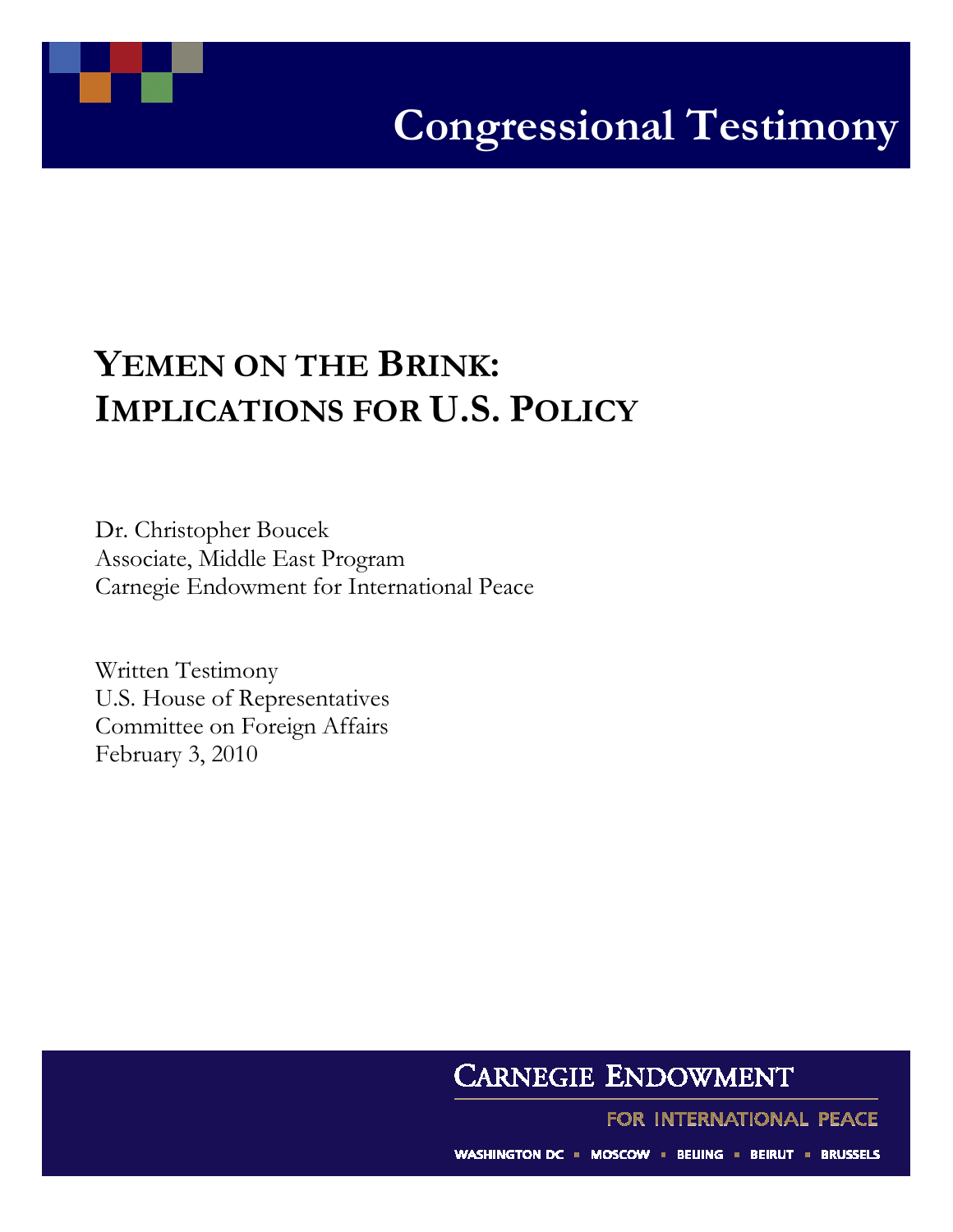# Congressional Testimony

# YEMEN ON THE BRINK: IMPLICATIONS FOR U.S. POLICY

Dr. Christopher Boucek
Associate, Middle East Program
Carnegie Endowment for International Peace

Written Testimony
U.S. House of Representatives
Committee on Foreign Affairs
February 3, 2010

CARNEGIE ENDOWMENT
FOR INTERNATIONAL PEACE

WASHINGTON DC ▪ MOSCOW ▪ BEIJING ▪ BEIRUT ▪ BRUSSELS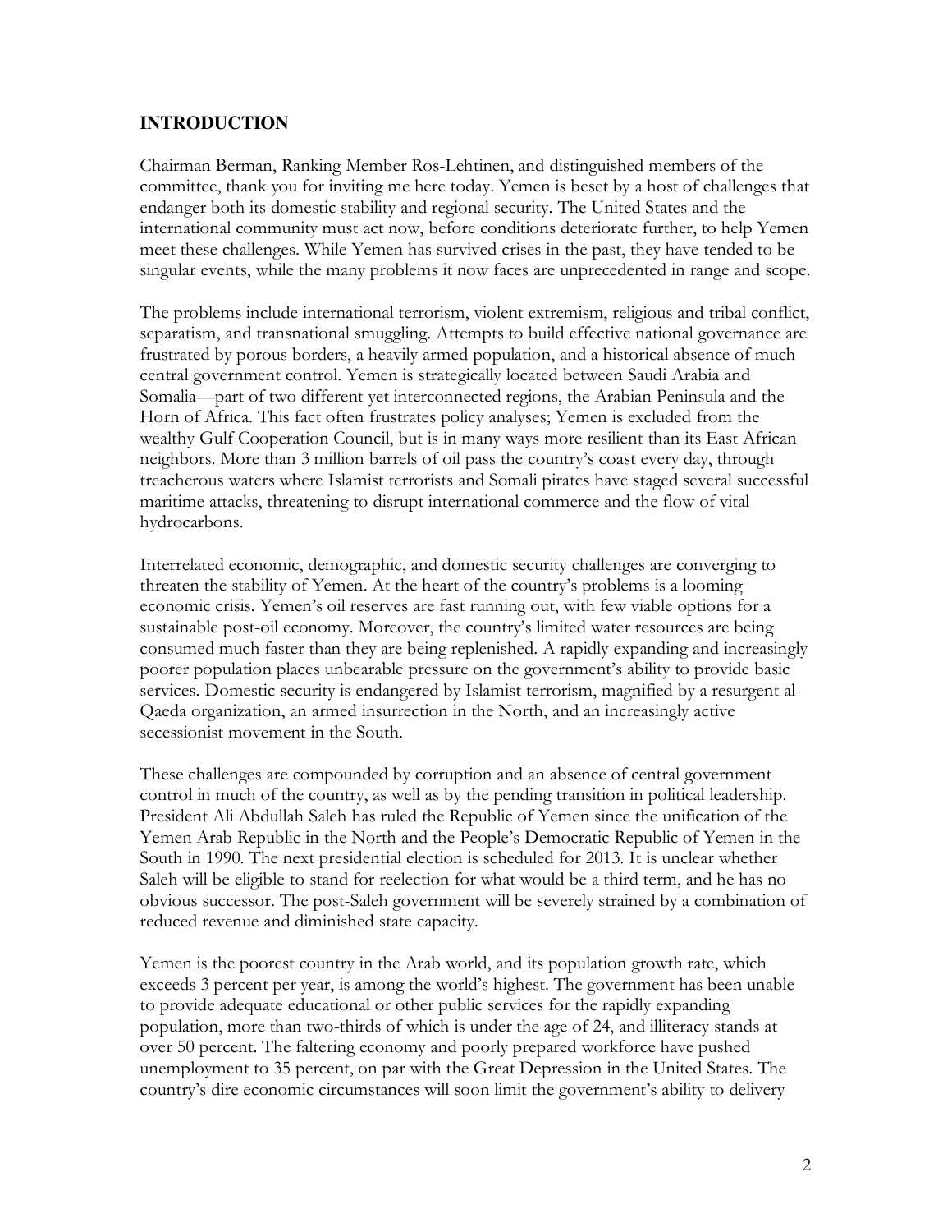## INTRODUCTION

Chairman Berman, Ranking Member Ros-Lehtinen, and distinguished members of the committee, thank you for inviting me here today. Yemen is beset by a host of challenges that endanger both its domestic stability and regional security. The United States and the international community must act now, before conditions deteriorate further, to help Yemen meet these challenges. While Yemen has survived crises in the past, they have tended to be singular events, while the many problems it now faces are unprecedented in range and scope.

The problems include international terrorism, violent extremism, religious and tribal conflict, separatism, and transnational smuggling. Attempts to build effective national governance are frustrated by porous borders, a heavily armed population, and a historical absence of much central government control. Yemen is strategically located between Saudi Arabia and Somalia—part of two different yet interconnected regions, the Arabian Peninsula and the Horn of Africa. This fact often frustrates policy analyses; Yemen is excluded from the wealthy Gulf Cooperation Council, but is in many ways more resilient than its East African neighbors. More than 3 million barrels of oil pass the country's coast every day, through treacherous waters where Islamist terrorists and Somali pirates have staged several successful maritime attacks, threatening to disrupt international commerce and the flow of vital hydrocarbons.

Interrelated economic, demographic, and domestic security challenges are converging to threaten the stability of Yemen. At the heart of the country's problems is a looming economic crisis. Yemen's oil reserves are fast running out, with few viable options for a sustainable post-oil economy. Moreover, the country's limited water resources are being consumed much faster than they are being replenished. A rapidly expanding and increasingly poorer population places unbearable pressure on the government's ability to provide basic services. Domestic security is endangered by Islamist terrorism, magnified by a resurgent al-Qaeda organization, an armed insurrection in the North, and an increasingly active secessionist movement in the South.

These challenges are compounded by corruption and an absence of central government control in much of the country, as well as by the pending transition in political leadership. President Ali Abdullah Saleh has ruled the Republic of Yemen since the unification of the Yemen Arab Republic in the North and the People's Democratic Republic of Yemen in the South in 1990. The next presidential election is scheduled for 2013. It is unclear whether Saleh will be eligible to stand for reelection for what would be a third term, and he has no obvious successor. The post-Saleh government will be severely strained by a combination of reduced revenue and diminished state capacity.

Yemen is the poorest country in the Arab world, and its population growth rate, which exceeds 3 percent per year, is among the world's highest. The government has been unable to provide adequate educational or other public services for the rapidly expanding population, more than two-thirds of which is under the age of 24, and illiteracy stands at over 50 percent. The faltering economy and poorly prepared workforce have pushed unemployment to 35 percent, on par with the Great Depression in the United States. The country's dire economic circumstances will soon limit the government's ability to delivery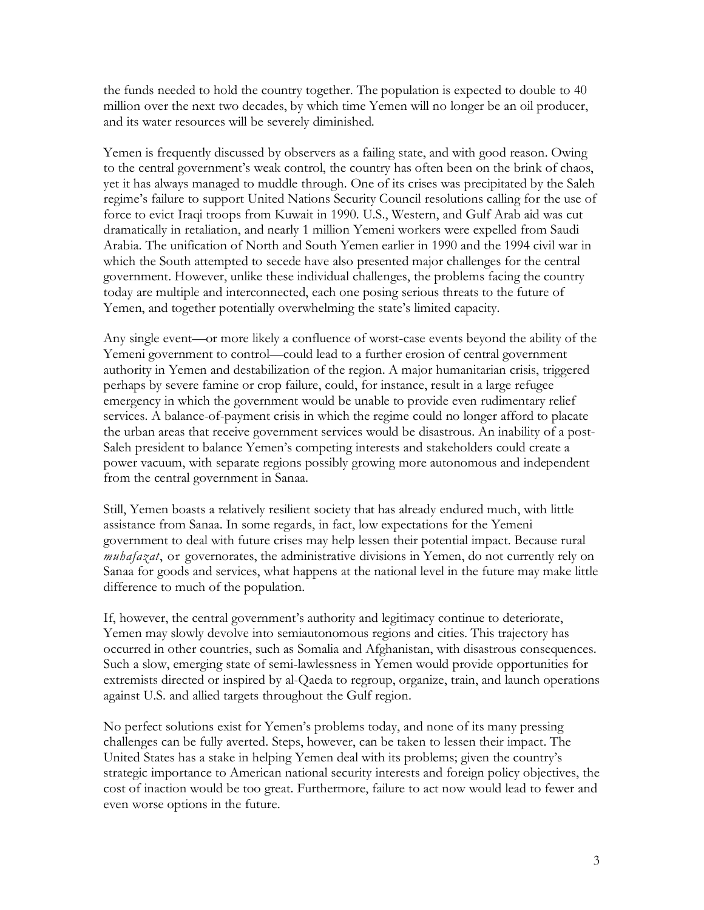the funds needed to hold the country together. The population is expected to double to 40 million over the next two decades, by which time Yemen will no longer be an oil producer, and its water resources will be severely diminished.

Yemen is frequently discussed by observers as a failing state, and with good reason. Owing to the central government's weak control, the country has often been on the brink of chaos, yet it has always managed to muddle through. One of its crises was precipitated by the Saleh regime's failure to support United Nations Security Council resolutions calling for the use of force to evict Iraqi troops from Kuwait in 1990. U.S., Western, and Gulf Arab aid was cut dramatically in retaliation, and nearly 1 million Yemeni workers were expelled from Saudi Arabia. The unification of North and South Yemen earlier in 1990 and the 1994 civil war in which the South attempted to secede have also presented major challenges for the central government. However, unlike these individual challenges, the problems facing the country today are multiple and interconnected, each one posing serious threats to the future of Yemen, and together potentially overwhelming the state's limited capacity.

Any single event—or more likely a confluence of worst-case events beyond the ability of the Yemeni government to control—could lead to a further erosion of central government authority in Yemen and destabilization of the region. A major humanitarian crisis, triggered perhaps by severe famine or crop failure, could, for instance, result in a large refugee emergency in which the government would be unable to provide even rudimentary relief services. A balance-of-payment crisis in which the regime could no longer afford to placate the urban areas that receive government services would be disastrous. An inability of a post-Saleh president to balance Yemen's competing interests and stakeholders could create a power vacuum, with separate regions possibly growing more autonomous and independent from the central government in Sanaa.

Still, Yemen boasts a relatively resilient society that has already endured much, with little assistance from Sanaa. In some regards, in fact, low expectations for the Yemeni government to deal with future crises may help lessen their potential impact. Because rural *muhafazat*, or governorates, the administrative divisions in Yemen, do not currently rely on Sanaa for goods and services, what happens at the national level in the future may make little difference to much of the population.

If, however, the central government's authority and legitimacy continue to deteriorate, Yemen may slowly devolve into semiautonomous regions and cities. This trajectory has occurred in other countries, such as Somalia and Afghanistan, with disastrous consequences. Such a slow, emerging state of semi-lawlessness in Yemen would provide opportunities for extremists directed or inspired by al-Qaeda to regroup, organize, train, and launch operations against U.S. and allied targets throughout the Gulf region.

No perfect solutions exist for Yemen's problems today, and none of its many pressing challenges can be fully averted. Steps, however, can be taken to lessen their impact. The United States has a stake in helping Yemen deal with its problems; given the country's strategic importance to American national security interests and foreign policy objectives, the cost of inaction would be too great. Furthermore, failure to act now would lead to fewer and even worse options in the future.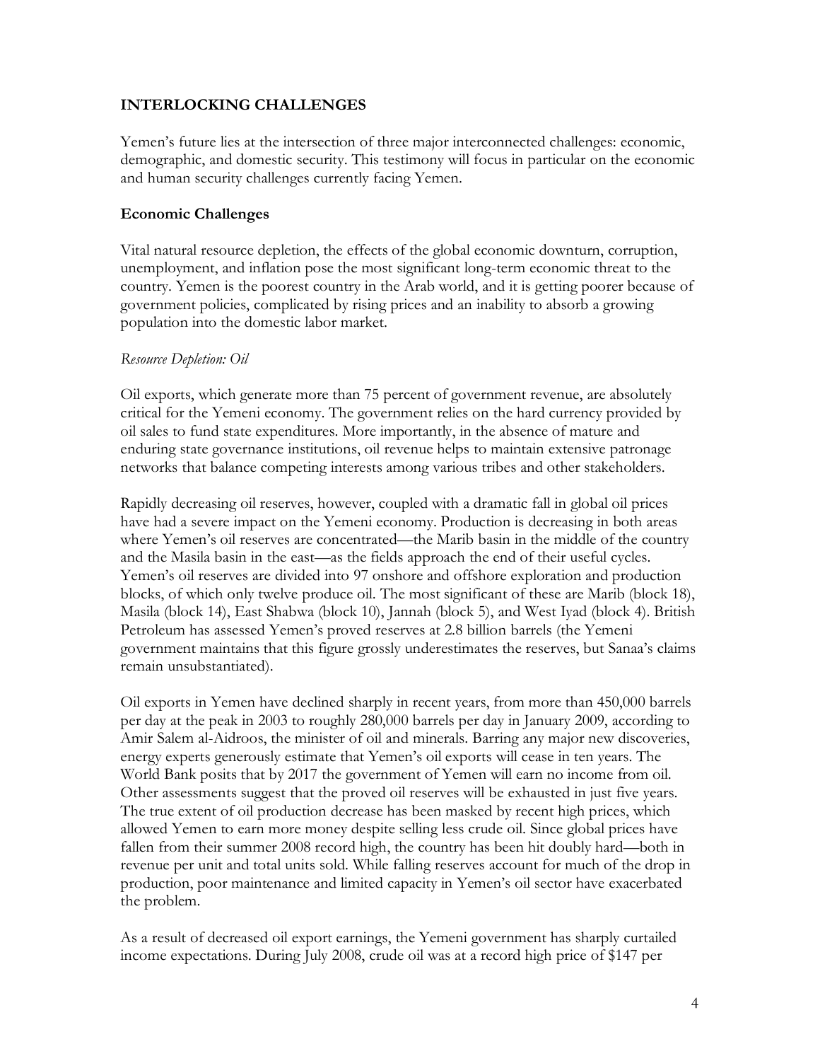## INTERLOCKING CHALLENGES

Yemen's future lies at the intersection of three major interconnected challenges: economic, demographic, and domestic security. This testimony will focus in particular on the economic and human security challenges currently facing Yemen.

### Economic Challenges

Vital natural resource depletion, the effects of the global economic downturn, corruption, unemployment, and inflation pose the most significant long-term economic threat to the country. Yemen is the poorest country in the Arab world, and it is getting poorer because of government policies, complicated by rising prices and an inability to absorb a growing population into the domestic labor market.

#### *Resource Depletion: Oil*

Oil exports, which generate more than 75 percent of government revenue, are absolutely critical for the Yemeni economy. The government relies on the hard currency provided by oil sales to fund state expenditures. More importantly, in the absence of mature and enduring state governance institutions, oil revenue helps to maintain extensive patronage networks that balance competing interests among various tribes and other stakeholders.

Rapidly decreasing oil reserves, however, coupled with a dramatic fall in global oil prices have had a severe impact on the Yemeni economy. Production is decreasing in both areas where Yemen's oil reserves are concentrated—the Marib basin in the middle of the country and the Masila basin in the east—as the fields approach the end of their useful cycles. Yemen's oil reserves are divided into 97 onshore and offshore exploration and production blocks, of which only twelve produce oil. The most significant of these are Marib (block 18), Masila (block 14), East Shabwa (block 10), Jannah (block 5), and West Iyad (block 4). British Petroleum has assessed Yemen's proved reserves at 2.8 billion barrels (the Yemeni government maintains that this figure grossly underestimates the reserves, but Sanaa's claims remain unsubstantiated).

Oil exports in Yemen have declined sharply in recent years, from more than 450,000 barrels per day at the peak in 2003 to roughly 280,000 barrels per day in January 2009, according to Amir Salem al-Aidroos, the minister of oil and minerals. Barring any major new discoveries, energy experts generously estimate that Yemen's oil exports will cease in ten years. The World Bank posits that by 2017 the government of Yemen will earn no income from oil. Other assessments suggest that the proved oil reserves will be exhausted in just five years. The true extent of oil production decrease has been masked by recent high prices, which allowed Yemen to earn more money despite selling less crude oil. Since global prices have fallen from their summer 2008 record high, the country has been hit doubly hard—both in revenue per unit and total units sold. While falling reserves account for much of the drop in production, poor maintenance and limited capacity in Yemen's oil sector have exacerbated the problem.

As a result of decreased oil export earnings, the Yemeni government has sharply curtailed income expectations. During July 2008, crude oil was at a record high price of $147 per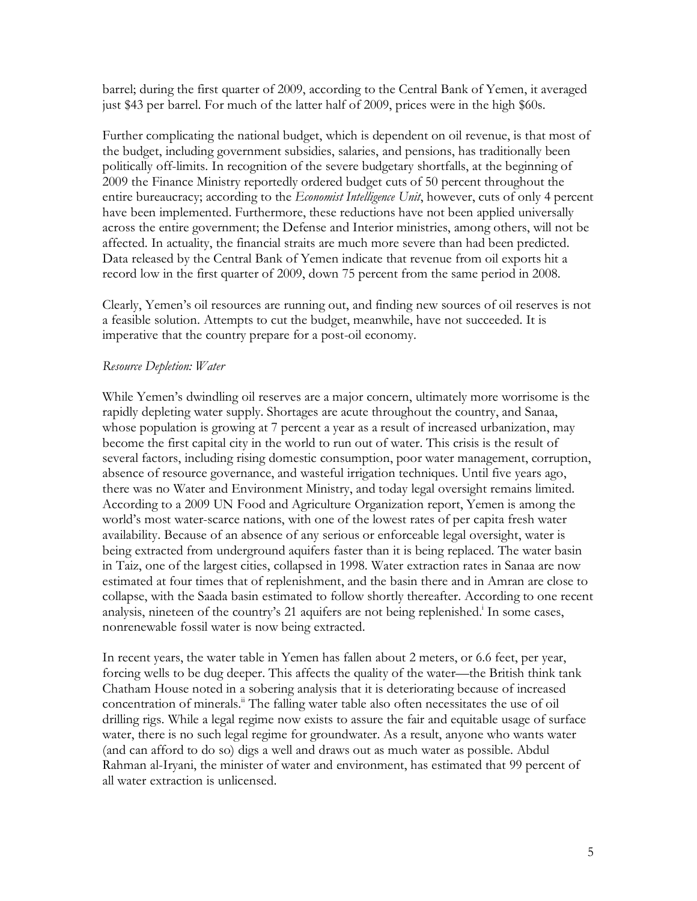barrel; during the first quarter of 2009, according to the Central Bank of Yemen, it averaged just $43 per barrel. For much of the latter half of 2009, prices were in the high $60s.

Further complicating the national budget, which is dependent on oil revenue, is that most of the budget, including government subsidies, salaries, and pensions, has traditionally been politically off-limits. In recognition of the severe budgetary shortfalls, at the beginning of 2009 the Finance Ministry reportedly ordered budget cuts of 50 percent throughout the entire bureaucracy; according to the *Economist Intelligence Unit*, however, cuts of only 4 percent have been implemented. Furthermore, these reductions have not been applied universally across the entire government; the Defense and Interior ministries, among others, will not be affected. In actuality, the financial straits are much more severe than had been predicted. Data released by the Central Bank of Yemen indicate that revenue from oil exports hit a record low in the first quarter of 2009, down 75 percent from the same period in 2008.

Clearly, Yemen's oil resources are running out, and finding new sources of oil reserves is not a feasible solution. Attempts to cut the budget, meanwhile, have not succeeded. It is imperative that the country prepare for a post-oil economy.

*Resource Depletion: Water*

While Yemen's dwindling oil reserves are a major concern, ultimately more worrisome is the rapidly depleting water supply. Shortages are acute throughout the country, and Sanaa, whose population is growing at 7 percent a year as a result of increased urbanization, may become the first capital city in the world to run out of water. This crisis is the result of several factors, including rising domestic consumption, poor water management, corruption, absence of resource governance, and wasteful irrigation techniques. Until five years ago, there was no Water and Environment Ministry, and today legal oversight remains limited. According to a 2009 UN Food and Agriculture Organization report, Yemen is among the world's most water-scarce nations, with one of the lowest rates of per capita fresh water availability. Because of an absence of any serious or enforceable legal oversight, water is being extracted from underground aquifers faster than it is being replaced. The water basin in Taiz, one of the largest cities, collapsed in 1998. Water extraction rates in Sanaa are now estimated at four times that of replenishment, and the basin there and in Amran are close to collapse, with the Saada basin estimated to follow shortly thereafter. According to one recent analysis, nineteen of the country's 21 aquifers are not being replenished.[i] In some cases, nonrenewable fossil water is now being extracted.

In recent years, the water table in Yemen has fallen about 2 meters, or 6.6 feet, per year, forcing wells to be dug deeper. This affects the quality of the water—the British think tank Chatham House noted in a sobering analysis that it is deteriorating because of increased concentration of minerals.[ii] The falling water table also often necessitates the use of oil drilling rigs. While a legal regime now exists to assure the fair and equitable usage of surface water, there is no such legal regime for groundwater. As a result, anyone who wants water (and can afford to do so) digs a well and draws out as much water as possible. Abdul Rahman al-Iryani, the minister of water and environment, has estimated that 99 percent of all water extraction is unlicensed.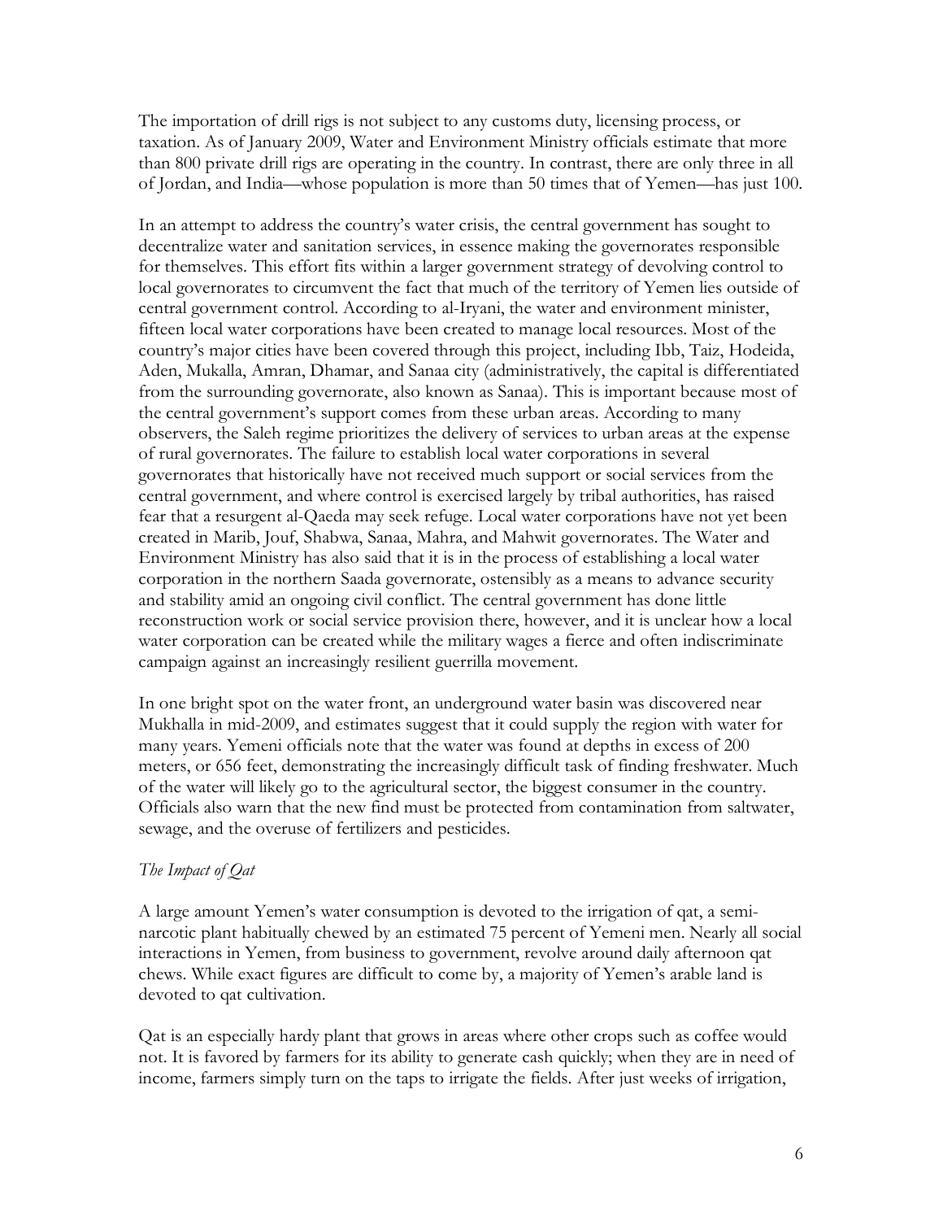The importation of drill rigs is not subject to any customs duty, licensing process, or taxation. As of January 2009, Water and Environment Ministry officials estimate that more than 800 private drill rigs are operating in the country. In contrast, there are only three in all of Jordan, and India—whose population is more than 50 times that of Yemen—has just 100.

In an attempt to address the country's water crisis, the central government has sought to decentralize water and sanitation services, in essence making the governorates responsible for themselves. This effort fits within a larger government strategy of devolving control to local governorates to circumvent the fact that much of the territory of Yemen lies outside of central government control. According to al-Iryani, the water and environment minister, fifteen local water corporations have been created to manage local resources. Most of the country's major cities have been covered through this project, including Ibb, Taiz, Hodeida, Aden, Mukalla, Amran, Dhamar, and Sanaa city (administratively, the capital is differentiated from the surrounding governorate, also known as Sanaa). This is important because most of the central government's support comes from these urban areas. According to many observers, the Saleh regime prioritizes the delivery of services to urban areas at the expense of rural governorates. The failure to establish local water corporations in several governorates that historically have not received much support or social services from the central government, and where control is exercised largely by tribal authorities, has raised fear that a resurgent al-Qaeda may seek refuge. Local water corporations have not yet been created in Marib, Jouf, Shabwa, Sanaa, Mahra, and Mahwit governorates. The Water and Environment Ministry has also said that it is in the process of establishing a local water corporation in the northern Saada governorate, ostensibly as a means to advance security and stability amid an ongoing civil conflict. The central government has done little reconstruction work or social service provision there, however, and it is unclear how a local water corporation can be created while the military wages a fierce and often indiscriminate campaign against an increasingly resilient guerrilla movement.

In one bright spot on the water front, an underground water basin was discovered near Mukhalla in mid-2009, and estimates suggest that it could supply the region with water for many years. Yemeni officials note that the water was found at depths in excess of 200 meters, or 656 feet, demonstrating the increasingly difficult task of finding freshwater. Much of the water will likely go to the agricultural sector, the biggest consumer in the country. Officials also warn that the new find must be protected from contamination from saltwater, sewage, and the overuse of fertilizers and pesticides.

### *The Impact of Qat*

A large amount Yemen's water consumption is devoted to the irrigation of qat, a semi-narcotic plant habitually chewed by an estimated 75 percent of Yemeni men. Nearly all social interactions in Yemen, from business to government, revolve around daily afternoon qat chews. While exact figures are difficult to come by, a majority of Yemen's arable land is devoted to qat cultivation.

Qat is an especially hardy plant that grows in areas where other crops such as coffee would not. It is favored by farmers for its ability to generate cash quickly; when they are in need of income, farmers simply turn on the taps to irrigate the fields. After just weeks of irrigation,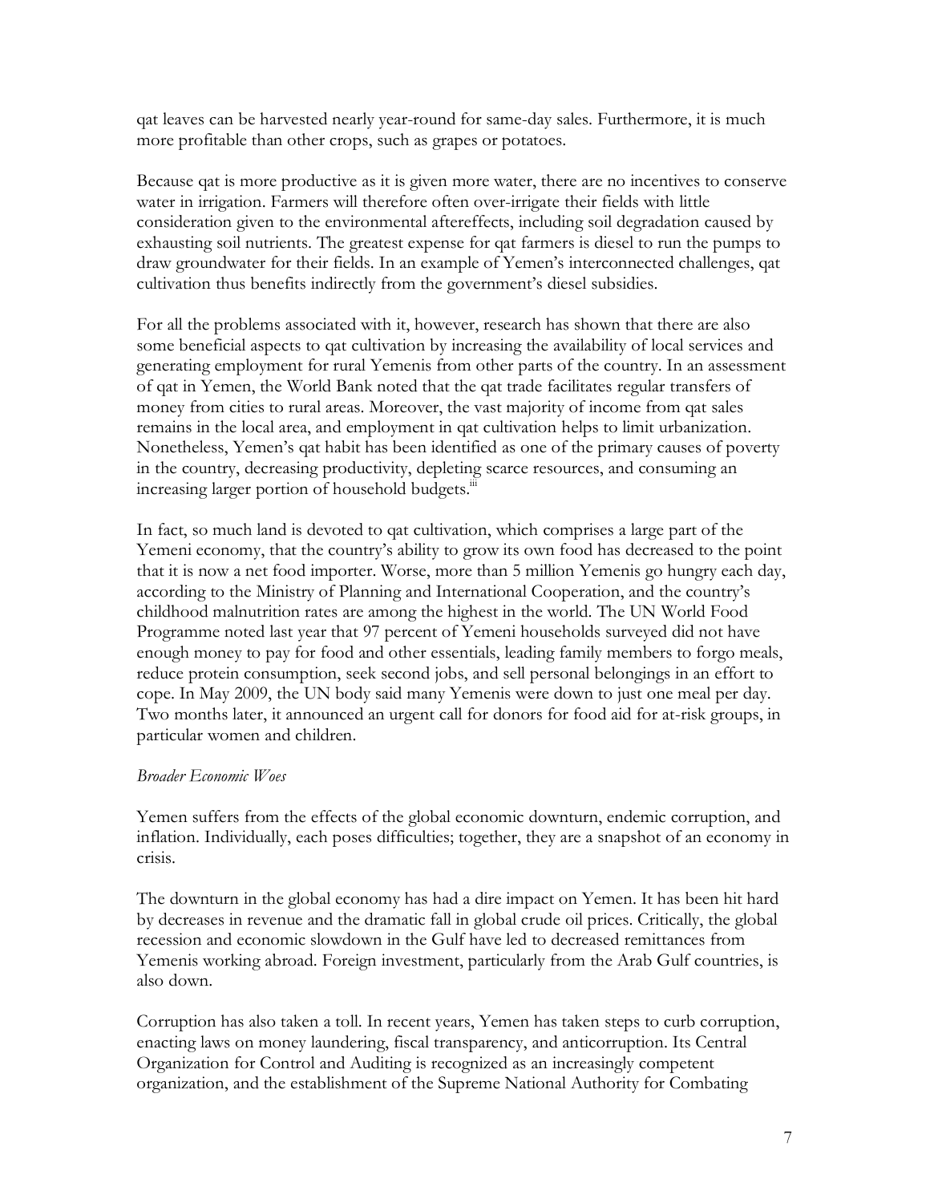qat leaves can be harvested nearly year-round for same-day sales. Furthermore, it is much more profitable than other crops, such as grapes or potatoes.

Because qat is more productive as it is given more water, there are no incentives to conserve water in irrigation. Farmers will therefore often over-irrigate their fields with little consideration given to the environmental aftereffects, including soil degradation caused by exhausting soil nutrients. The greatest expense for qat farmers is diesel to run the pumps to draw groundwater for their fields. In an example of Yemen's interconnected challenges, qat cultivation thus benefits indirectly from the government's diesel subsidies.

For all the problems associated with it, however, research has shown that there are also some beneficial aspects to qat cultivation by increasing the availability of local services and generating employment for rural Yemenis from other parts of the country. In an assessment of qat in Yemen, the World Bank noted that the qat trade facilitates regular transfers of money from cities to rural areas. Moreover, the vast majority of income from qat sales remains in the local area, and employment in qat cultivation helps to limit urbanization. Nonetheless, Yemen's qat habit has been identified as one of the primary causes of poverty in the country, decreasing productivity, depleting scarce resources, and consuming an increasing larger portion of household budgets.[iii]

In fact, so much land is devoted to qat cultivation, which comprises a large part of the Yemeni economy, that the country's ability to grow its own food has decreased to the point that it is now a net food importer. Worse, more than 5 million Yemenis go hungry each day, according to the Ministry of Planning and International Cooperation, and the country's childhood malnutrition rates are among the highest in the world. The UN World Food Programme noted last year that 97 percent of Yemeni households surveyed did not have enough money to pay for food and other essentials, leading family members to forgo meals, reduce protein consumption, seek second jobs, and sell personal belongings in an effort to cope. In May 2009, the UN body said many Yemenis were down to just one meal per day. Two months later, it announced an urgent call for donors for food aid for at-risk groups, in particular women and children.

*Broader Economic Woes*

Yemen suffers from the effects of the global economic downturn, endemic corruption, and inflation. Individually, each poses difficulties; together, they are a snapshot of an economy in crisis.

The downturn in the global economy has had a dire impact on Yemen. It has been hit hard by decreases in revenue and the dramatic fall in global crude oil prices. Critically, the global recession and economic slowdown in the Gulf have led to decreased remittances from Yemenis working abroad. Foreign investment, particularly from the Arab Gulf countries, is also down.

Corruption has also taken a toll. In recent years, Yemen has taken steps to curb corruption, enacting laws on money laundering, fiscal transparency, and anticorruption. Its Central Organization for Control and Auditing is recognized as an increasingly competent organization, and the establishment of the Supreme National Authority for Combating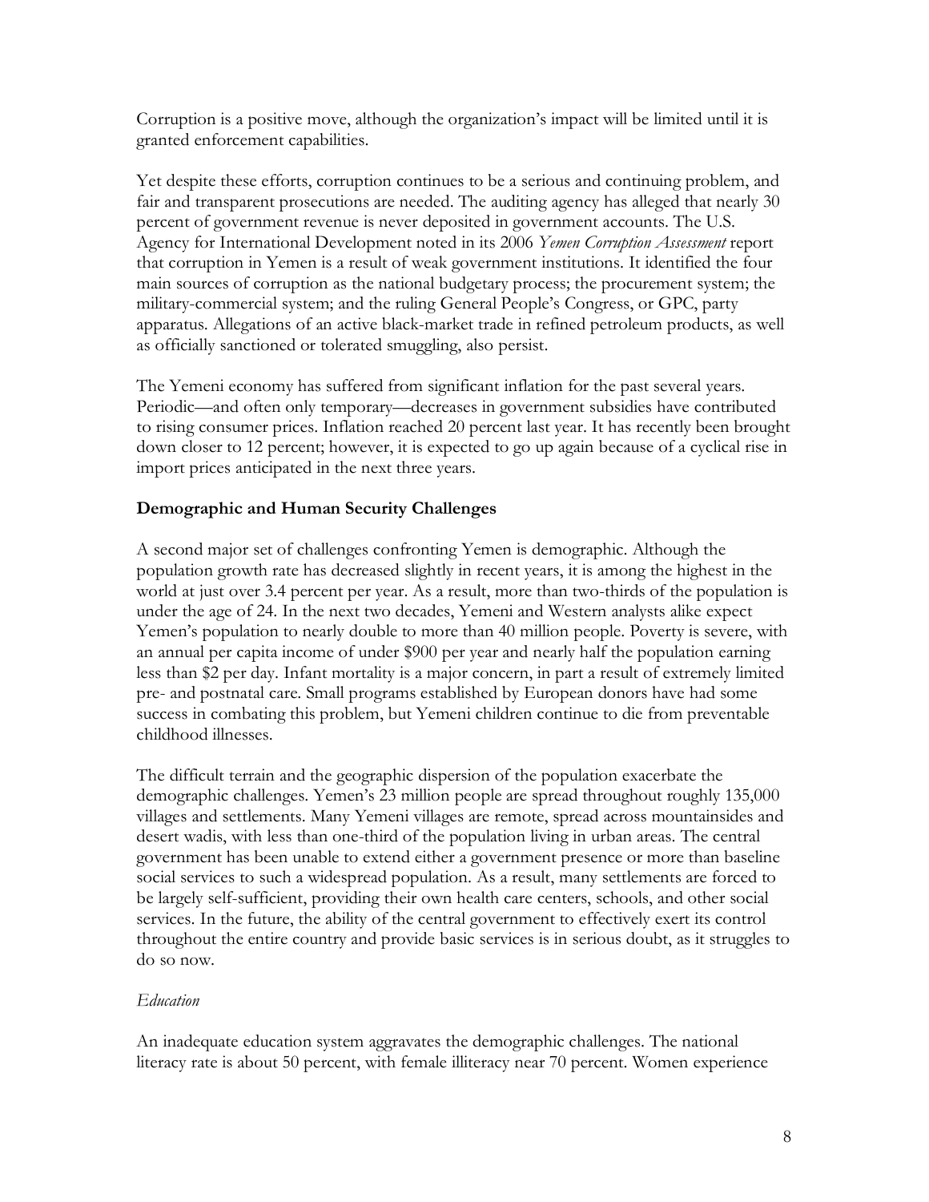Corruption is a positive move, although the organization's impact will be limited until it is granted enforcement capabilities.

Yet despite these efforts, corruption continues to be a serious and continuing problem, and fair and transparent prosecutions are needed. The auditing agency has alleged that nearly 30 percent of government revenue is never deposited in government accounts. The U.S. Agency for International Development noted in its 2006 *Yemen Corruption Assessment* report that corruption in Yemen is a result of weak government institutions. It identified the four main sources of corruption as the national budgetary process; the procurement system; the military-commercial system; and the ruling General People's Congress, or GPC, party apparatus. Allegations of an active black-market trade in refined petroleum products, as well as officially sanctioned or tolerated smuggling, also persist.

The Yemeni economy has suffered from significant inflation for the past several years. Periodic—and often only temporary—decreases in government subsidies have contributed to rising consumer prices. Inflation reached 20 percent last year. It has recently been brought down closer to 12 percent; however, it is expected to go up again because of a cyclical rise in import prices anticipated in the next three years.

## Demographic and Human Security Challenges

A second major set of challenges confronting Yemen is demographic. Although the population growth rate has decreased slightly in recent years, it is among the highest in the world at just over 3.4 percent per year. As a result, more than two-thirds of the population is under the age of 24. In the next two decades, Yemeni and Western analysts alike expect Yemen's population to nearly double to more than 40 million people. Poverty is severe, with an annual per capita income of under $900 per year and nearly half the population earning less than $2 per day. Infant mortality is a major concern, in part a result of extremely limited pre- and postnatal care. Small programs established by European donors have had some success in combating this problem, but Yemeni children continue to die from preventable childhood illnesses.

The difficult terrain and the geographic dispersion of the population exacerbate the demographic challenges. Yemen's 23 million people are spread throughout roughly 135,000 villages and settlements. Many Yemeni villages are remote, spread across mountainsides and desert wadis, with less than one-third of the population living in urban areas. The central government has been unable to extend either a government presence or more than baseline social services to such a widespread population. As a result, many settlements are forced to be largely self-sufficient, providing their own health care centers, schools, and other social services. In the future, the ability of the central government to effectively exert its control throughout the entire country and provide basic services is in serious doubt, as it struggles to do so now.

### *Education*

An inadequate education system aggravates the demographic challenges. The national literacy rate is about 50 percent, with female illiteracy near 70 percent. Women experience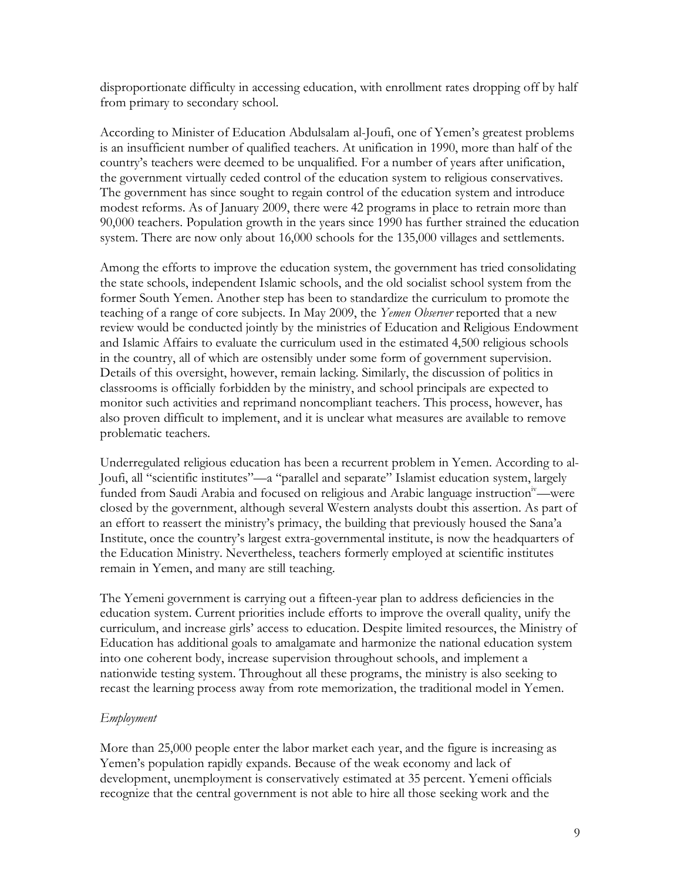disproportionate difficulty in accessing education, with enrollment rates dropping off by half from primary to secondary school.

According to Minister of Education Abdulsalam al-Joufi, one of Yemen's greatest problems is an insufficient number of qualified teachers. At unification in 1990, more than half of the country's teachers were deemed to be unqualified. For a number of years after unification, the government virtually ceded control of the education system to religious conservatives. The government has since sought to regain control of the education system and introduce modest reforms. As of January 2009, there were 42 programs in place to retrain more than 90,000 teachers. Population growth in the years since 1990 has further strained the education system. There are now only about 16,000 schools for the 135,000 villages and settlements.

Among the efforts to improve the education system, the government has tried consolidating the state schools, independent Islamic schools, and the old socialist school system from the former South Yemen. Another step has been to standardize the curriculum to promote the teaching of a range of core subjects. In May 2009, the *Yemen Observer* reported that a new review would be conducted jointly by the ministries of Education and Religious Endowment and Islamic Affairs to evaluate the curriculum used in the estimated 4,500 religious schools in the country, all of which are ostensibly under some form of government supervision. Details of this oversight, however, remain lacking. Similarly, the discussion of politics in classrooms is officially forbidden by the ministry, and school principals are expected to monitor such activities and reprimand noncompliant teachers. This process, however, has also proven difficult to implement, and it is unclear what measures are available to remove problematic teachers.

Underregulated religious education has been a recurrent problem in Yemen. According to al-Joufi, all "scientific institutes"—a "parallel and separate" Islamist education system, largely funded from Saudi Arabia and focused on religious and Arabic language instruction[iv]—were closed by the government, although several Western analysts doubt this assertion. As part of an effort to reassert the ministry's primacy, the building that previously housed the Sana'a Institute, once the country's largest extra-governmental institute, is now the headquarters of the Education Ministry. Nevertheless, teachers formerly employed at scientific institutes remain in Yemen, and many are still teaching.

The Yemeni government is carrying out a fifteen-year plan to address deficiencies in the education system. Current priorities include efforts to improve the overall quality, unify the curriculum, and increase girls' access to education. Despite limited resources, the Ministry of Education has additional goals to amalgamate and harmonize the national education system into one coherent body, increase supervision throughout schools, and implement a nationwide testing system. Throughout all these programs, the ministry is also seeking to recast the learning process away from rote memorization, the traditional model in Yemen.

*Employment*

More than 25,000 people enter the labor market each year, and the figure is increasing as Yemen's population rapidly expands. Because of the weak economy and lack of development, unemployment is conservatively estimated at 35 percent. Yemeni officials recognize that the central government is not able to hire all those seeking work and the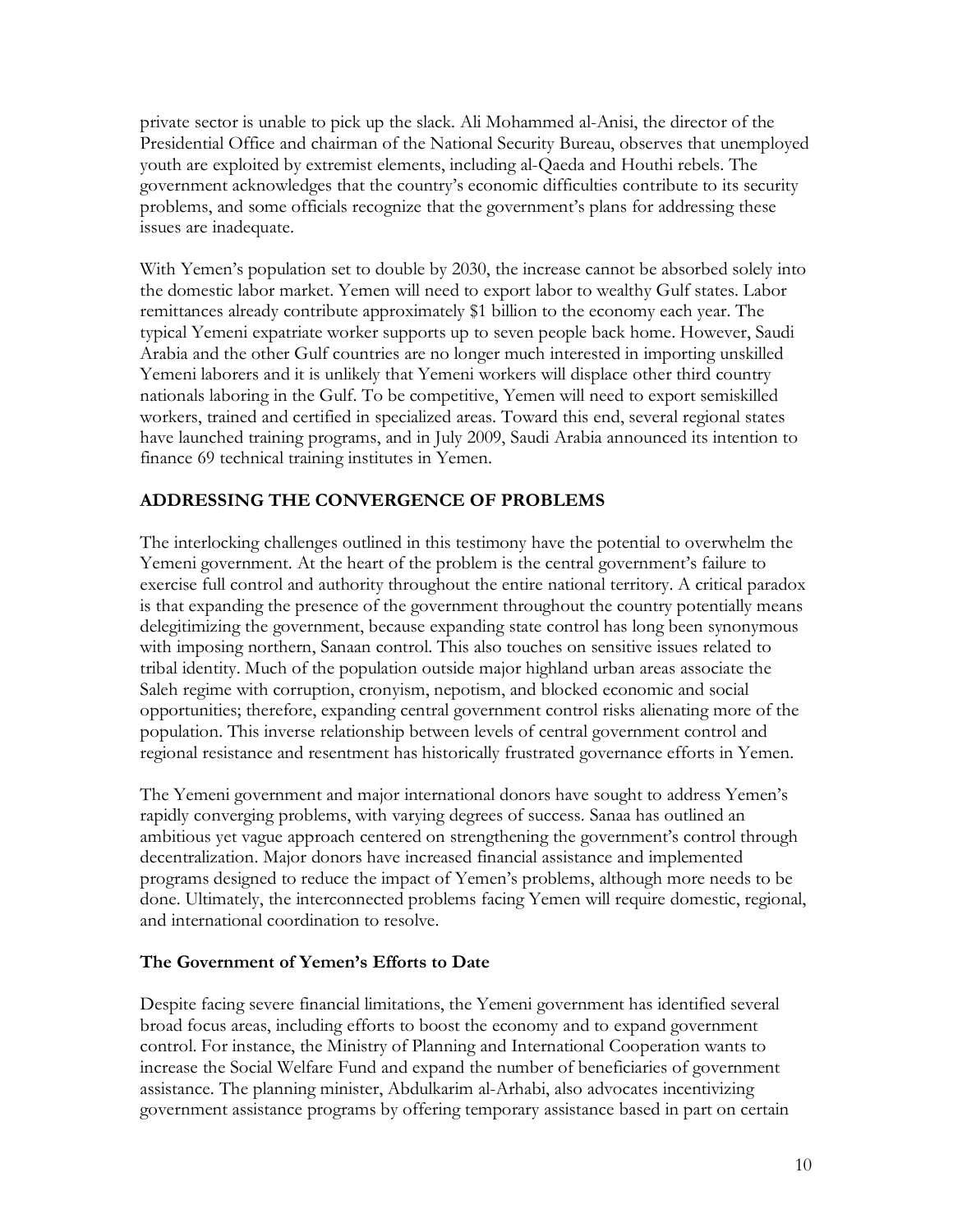private sector is unable to pick up the slack. Ali Mohammed al-Anisi, the director of the Presidential Office and chairman of the National Security Bureau, observes that unemployed youth are exploited by extremist elements, including al-Qaeda and Houthi rebels. The government acknowledges that the country's economic difficulties contribute to its security problems, and some officials recognize that the government's plans for addressing these issues are inadequate.

With Yemen's population set to double by 2030, the increase cannot be absorbed solely into the domestic labor market. Yemen will need to export labor to wealthy Gulf states. Labor remittances already contribute approximately $1 billion to the economy each year. The typical Yemeni expatriate worker supports up to seven people back home. However, Saudi Arabia and the other Gulf countries are no longer much interested in importing unskilled Yemeni laborers and it is unlikely that Yemeni workers will displace other third country nationals laboring in the Gulf. To be competitive, Yemen will need to export semiskilled workers, trained and certified in specialized areas. Toward this end, several regional states have launched training programs, and in July 2009, Saudi Arabia announced its intention to finance 69 technical training institutes in Yemen.

## ADDRESSING THE CONVERGENCE OF PROBLEMS

The interlocking challenges outlined in this testimony have the potential to overwhelm the Yemeni government. At the heart of the problem is the central government's failure to exercise full control and authority throughout the entire national territory. A critical paradox is that expanding the presence of the government throughout the country potentially means delegitimizing the government, because expanding state control has long been synonymous with imposing northern, Sanaan control. This also touches on sensitive issues related to tribal identity. Much of the population outside major highland urban areas associate the Saleh regime with corruption, cronyism, nepotism, and blocked economic and social opportunities; therefore, expanding central government control risks alienating more of the population. This inverse relationship between levels of central government control and regional resistance and resentment has historically frustrated governance efforts in Yemen.

The Yemeni government and major international donors have sought to address Yemen's rapidly converging problems, with varying degrees of success. Sanaa has outlined an ambitious yet vague approach centered on strengthening the government's control through decentralization. Major donors have increased financial assistance and implemented programs designed to reduce the impact of Yemen's problems, although more needs to be done. Ultimately, the interconnected problems facing Yemen will require domestic, regional, and international coordination to resolve.

### The Government of Yemen's Efforts to Date

Despite facing severe financial limitations, the Yemeni government has identified several broad focus areas, including efforts to boost the economy and to expand government control. For instance, the Ministry of Planning and International Cooperation wants to increase the Social Welfare Fund and expand the number of beneficiaries of government assistance. The planning minister, Abdulkarim al-Arhabi, also advocates incentivizing government assistance programs by offering temporary assistance based in part on certain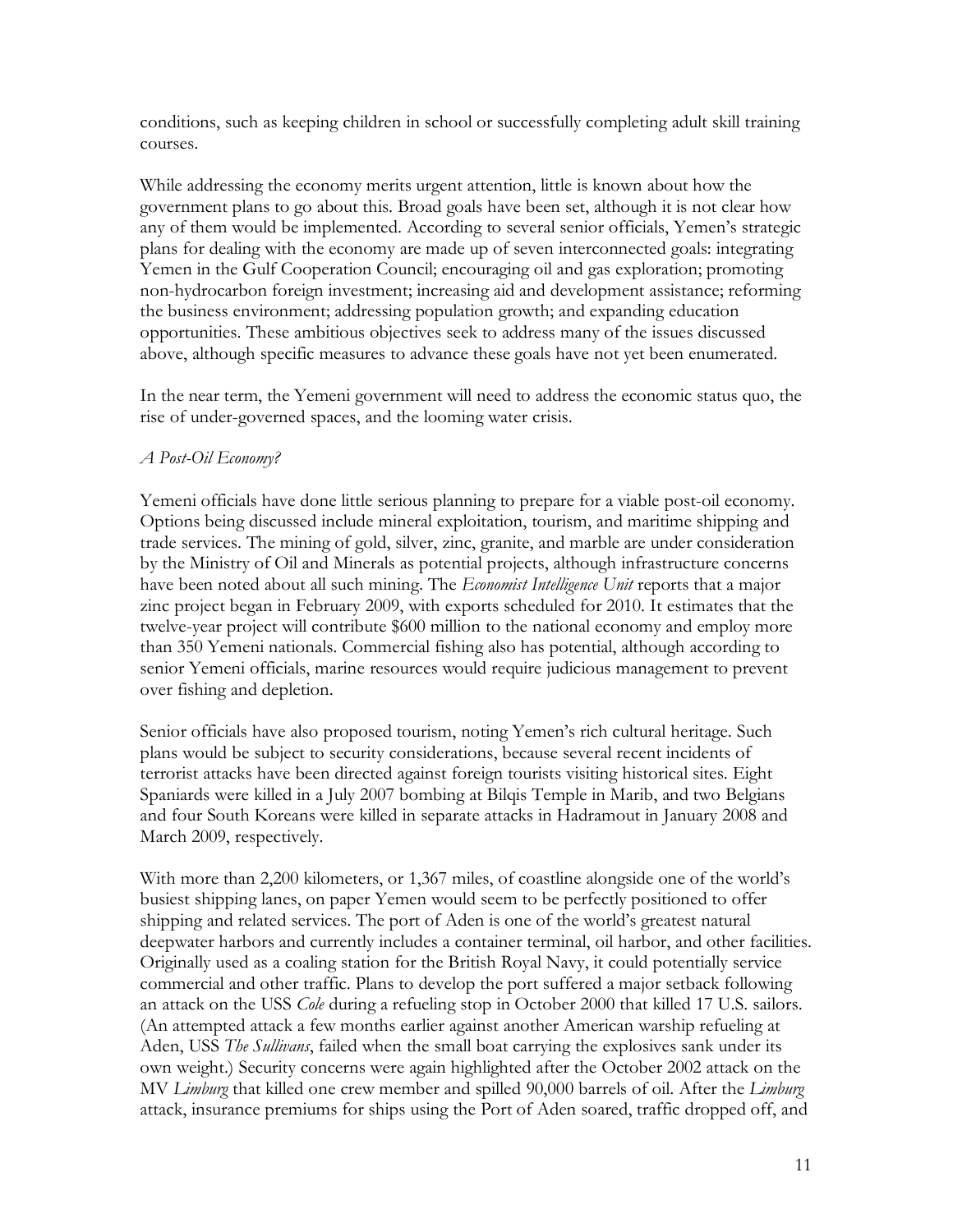conditions, such as keeping children in school or successfully completing adult skill training courses.

While addressing the economy merits urgent attention, little is known about how the government plans to go about this. Broad goals have been set, although it is not clear how any of them would be implemented. According to several senior officials, Yemen's strategic plans for dealing with the economy are made up of seven interconnected goals: integrating Yemen in the Gulf Cooperation Council; encouraging oil and gas exploration; promoting non-hydrocarbon foreign investment; increasing aid and development assistance; reforming the business environment; addressing population growth; and expanding education opportunities. These ambitious objectives seek to address many of the issues discussed above, although specific measures to advance these goals have not yet been enumerated.

In the near term, the Yemeni government will need to address the economic status quo, the rise of under-governed spaces, and the looming water crisis.

*A Post-Oil Economy?*

Yemeni officials have done little serious planning to prepare for a viable post-oil economy. Options being discussed include mineral exploitation, tourism, and maritime shipping and trade services. The mining of gold, silver, zinc, granite, and marble are under consideration by the Ministry of Oil and Minerals as potential projects, although infrastructure concerns have been noted about all such mining. The *Economist Intelligence Unit* reports that a major zinc project began in February 2009, with exports scheduled for 2010. It estimates that the twelve-year project will contribute $600 million to the national economy and employ more than 350 Yemeni nationals. Commercial fishing also has potential, although according to senior Yemeni officials, marine resources would require judicious management to prevent over fishing and depletion.

Senior officials have also proposed tourism, noting Yemen's rich cultural heritage. Such plans would be subject to security considerations, because several recent incidents of terrorist attacks have been directed against foreign tourists visiting historical sites. Eight Spaniards were killed in a July 2007 bombing at Bilqis Temple in Marib, and two Belgians and four South Koreans were killed in separate attacks in Hadramout in January 2008 and March 2009, respectively.

With more than 2,200 kilometers, or 1,367 miles, of coastline alongside one of the world's busiest shipping lanes, on paper Yemen would seem to be perfectly positioned to offer shipping and related services. The port of Aden is one of the world's greatest natural deepwater harbors and currently includes a container terminal, oil harbor, and other facilities. Originally used as a coaling station for the British Royal Navy, it could potentially service commercial and other traffic. Plans to develop the port suffered a major setback following an attack on the USS *Cole* during a refueling stop in October 2000 that killed 17 U.S. sailors. (An attempted attack a few months earlier against another American warship refueling at Aden, USS *The Sullivans*, failed when the small boat carrying the explosives sank under its own weight.) Security concerns were again highlighted after the October 2002 attack on the MV *Limburg* that killed one crew member and spilled 90,000 barrels of oil. After the *Limburg* attack, insurance premiums for ships using the Port of Aden soared, traffic dropped off, and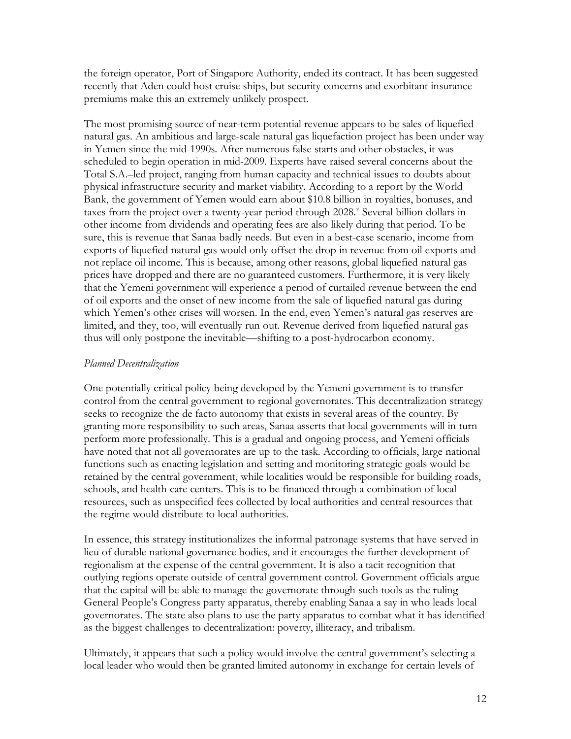the foreign operator, Port of Singapore Authority, ended its contract. It has been suggested recently that Aden could host cruise ships, but security concerns and exorbitant insurance premiums make this an extremely unlikely prospect.

The most promising source of near-term potential revenue appears to be sales of liquefied natural gas. An ambitious and large-scale natural gas liquefaction project has been under way in Yemen since the mid-1990s. After numerous false starts and other obstacles, it was scheduled to begin operation in mid-2009. Experts have raised several concerns about the Total S.A.–led project, ranging from human capacity and technical issues to doubts about physical infrastructure security and market viability. According to a report by the World Bank, the government of Yemen would earn about \$10.8 billion in royalties, bonuses, and taxes from the project over a twenty-year period through 2028.[v] Several billion dollars in other income from dividends and operating fees are also likely during that period. To be sure, this is revenue that Sanaa badly needs. But even in a best-case scenario, income from exports of liquefied natural gas would only offset the drop in revenue from oil exports and not replace oil income. This is because, among other reasons, global liquefied natural gas prices have dropped and there are no guaranteed customers. Furthermore, it is very likely that the Yemeni government will experience a period of curtailed revenue between the end of oil exports and the onset of new income from the sale of liquefied natural gas during which Yemen's other crises will worsen. In the end, even Yemen's natural gas reserves are limited, and they, too, will eventually run out. Revenue derived from liquefied natural gas thus will only postpone the inevitable—shifting to a post-hydrocarbon economy.

*Planned Decentralization*

One potentially critical policy being developed by the Yemeni government is to transfer control from the central government to regional governorates. This decentralization strategy seeks to recognize the de facto autonomy that exists in several areas of the country. By granting more responsibility to such areas, Sanaa asserts that local governments will in turn perform more professionally. This is a gradual and ongoing process, and Yemeni officials have noted that not all governorates are up to the task. According to officials, large national functions such as enacting legislation and setting and monitoring strategic goals would be retained by the central government, while localities would be responsible for building roads, schools, and health care centers. This is to be financed through a combination of local resources, such as unspecified fees collected by local authorities and central resources that the regime would distribute to local authorities.

In essence, this strategy institutionalizes the informal patronage systems that have served in lieu of durable national governance bodies, and it encourages the further development of regionalism at the expense of the central government. It is also a tacit recognition that outlying regions operate outside of central government control. Government officials argue that the capital will be able to manage the governorate through such tools as the ruling General People's Congress party apparatus, thereby enabling Sanaa a say in who leads local governorates. The state also plans to use the party apparatus to combat what it has identified as the biggest challenges to decentralization: poverty, illiteracy, and tribalism.

Ultimately, it appears that such a policy would involve the central government's selecting a local leader who would then be granted limited autonomy in exchange for certain levels of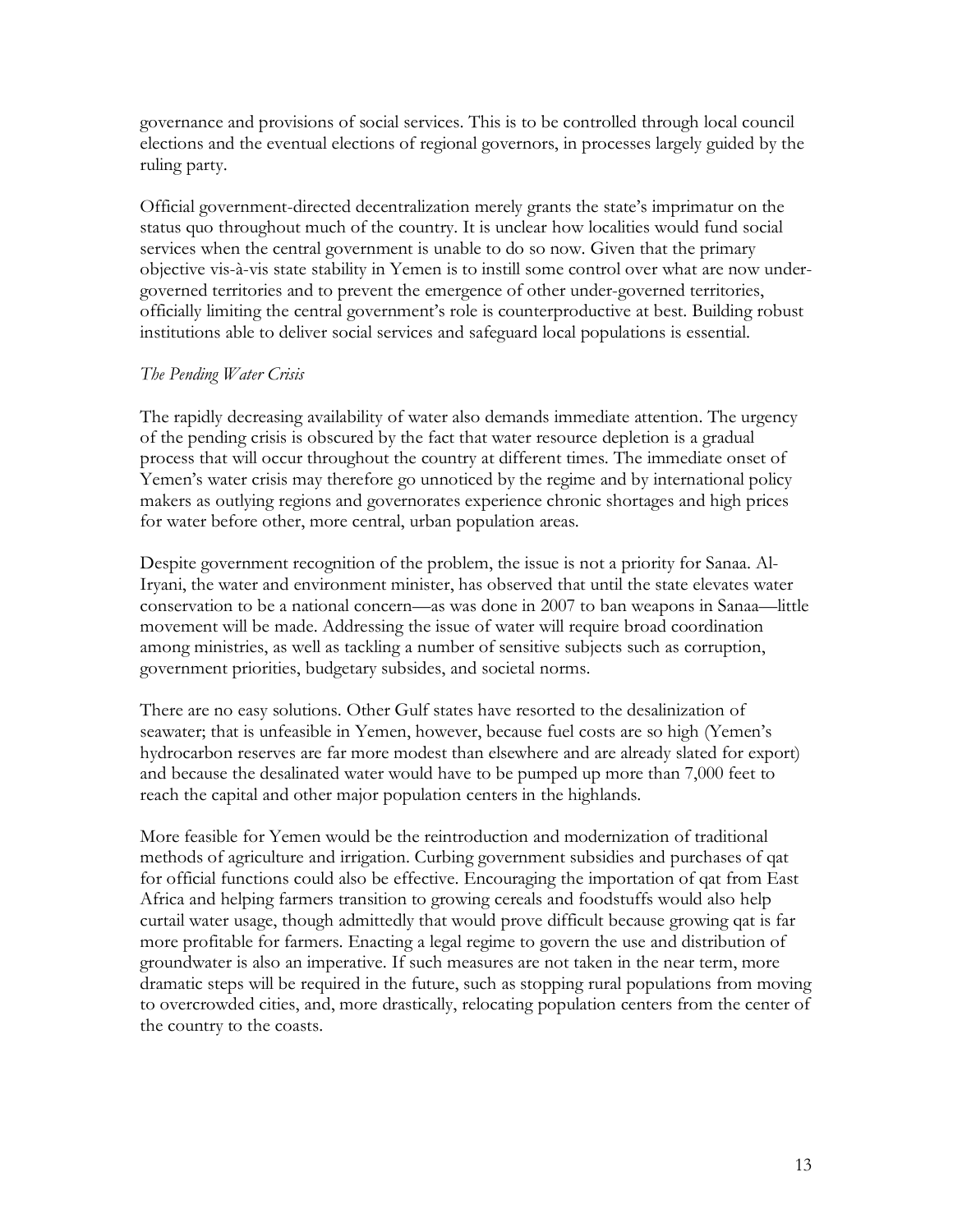governance and provisions of social services. This is to be controlled through local council elections and the eventual elections of regional governors, in processes largely guided by the ruling party.

Official government-directed decentralization merely grants the state's imprimatur on the status quo throughout much of the country. It is unclear how localities would fund social services when the central government is unable to do so now. Given that the primary objective vis-à-vis state stability in Yemen is to instill some control over what are now under-governed territories and to prevent the emergence of other under-governed territories, officially limiting the central government's role is counterproductive at best. Building robust institutions able to deliver social services and safeguard local populations is essential.

*The Pending Water Crisis*

The rapidly decreasing availability of water also demands immediate attention. The urgency of the pending crisis is obscured by the fact that water resource depletion is a gradual process that will occur throughout the country at different times. The immediate onset of Yemen's water crisis may therefore go unnoticed by the regime and by international policy makers as outlying regions and governorates experience chronic shortages and high prices for water before other, more central, urban population areas.

Despite government recognition of the problem, the issue is not a priority for Sanaa. Al-Iryani, the water and environment minister, has observed that until the state elevates water conservation to be a national concern—as was done in 2007 to ban weapons in Sanaa—little movement will be made. Addressing the issue of water will require broad coordination among ministries, as well as tackling a number of sensitive subjects such as corruption, government priorities, budgetary subsides, and societal norms.

There are no easy solutions. Other Gulf states have resorted to the desalinization of seawater; that is unfeasible in Yemen, however, because fuel costs are so high (Yemen's hydrocarbon reserves are far more modest than elsewhere and are already slated for export) and because the desalinated water would have to be pumped up more than 7,000 feet to reach the capital and other major population centers in the highlands.

More feasible for Yemen would be the reintroduction and modernization of traditional methods of agriculture and irrigation. Curbing government subsidies and purchases of qat for official functions could also be effective. Encouraging the importation of qat from East Africa and helping farmers transition to growing cereals and foodstuffs would also help curtail water usage, though admittedly that would prove difficult because growing qat is far more profitable for farmers. Enacting a legal regime to govern the use and distribution of groundwater is also an imperative. If such measures are not taken in the near term, more dramatic steps will be required in the future, such as stopping rural populations from moving to overcrowded cities, and, more drastically, relocating population centers from the center of the country to the coasts.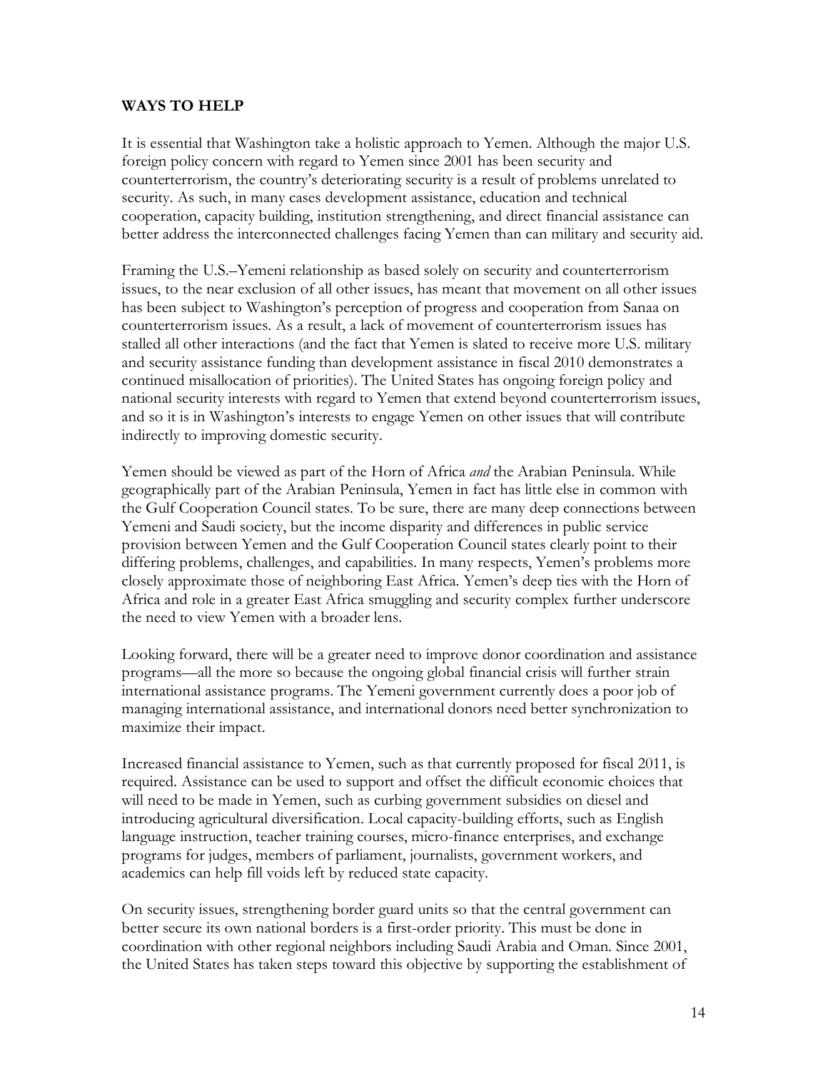## WAYS TO HELP

It is essential that Washington take a holistic approach to Yemen. Although the major U.S. foreign policy concern with regard to Yemen since 2001 has been security and counterterrorism, the country's deteriorating security is a result of problems unrelated to security. As such, in many cases development assistance, education and technical cooperation, capacity building, institution strengthening, and direct financial assistance can better address the interconnected challenges facing Yemen than can military and security aid.

Framing the U.S.–Yemeni relationship as based solely on security and counterterrorism issues, to the near exclusion of all other issues, has meant that movement on all other issues has been subject to Washington's perception of progress and cooperation from Sanaa on counterterrorism issues. As a result, a lack of movement of counterterrorism issues has stalled all other interactions (and the fact that Yemen is slated to receive more U.S. military and security assistance funding than development assistance in fiscal 2010 demonstrates a continued misallocation of priorities). The United States has ongoing foreign policy and national security interests with regard to Yemen that extend beyond counterterrorism issues, and so it is in Washington's interests to engage Yemen on other issues that will contribute indirectly to improving domestic security.

Yemen should be viewed as part of the Horn of Africa *and* the Arabian Peninsula. While geographically part of the Arabian Peninsula, Yemen in fact has little else in common with the Gulf Cooperation Council states. To be sure, there are many deep connections between Yemeni and Saudi society, but the income disparity and differences in public service provision between Yemen and the Gulf Cooperation Council states clearly point to their differing problems, challenges, and capabilities. In many respects, Yemen's problems more closely approximate those of neighboring East Africa. Yemen's deep ties with the Horn of Africa and role in a greater East Africa smuggling and security complex further underscore the need to view Yemen with a broader lens.

Looking forward, there will be a greater need to improve donor coordination and assistance programs—all the more so because the ongoing global financial crisis will further strain international assistance programs. The Yemeni government currently does a poor job of managing international assistance, and international donors need better synchronization to maximize their impact.

Increased financial assistance to Yemen, such as that currently proposed for fiscal 2011, is required. Assistance can be used to support and offset the difficult economic choices that will need to be made in Yemen, such as curbing government subsidies on diesel and introducing agricultural diversification. Local capacity-building efforts, such as English language instruction, teacher training courses, micro-finance enterprises, and exchange programs for judges, members of parliament, journalists, government workers, and academics can help fill voids left by reduced state capacity.

On security issues, strengthening border guard units so that the central government can better secure its own national borders is a first-order priority. This must be done in coordination with other regional neighbors including Saudi Arabia and Oman. Since 2001, the United States has taken steps toward this objective by supporting the establishment of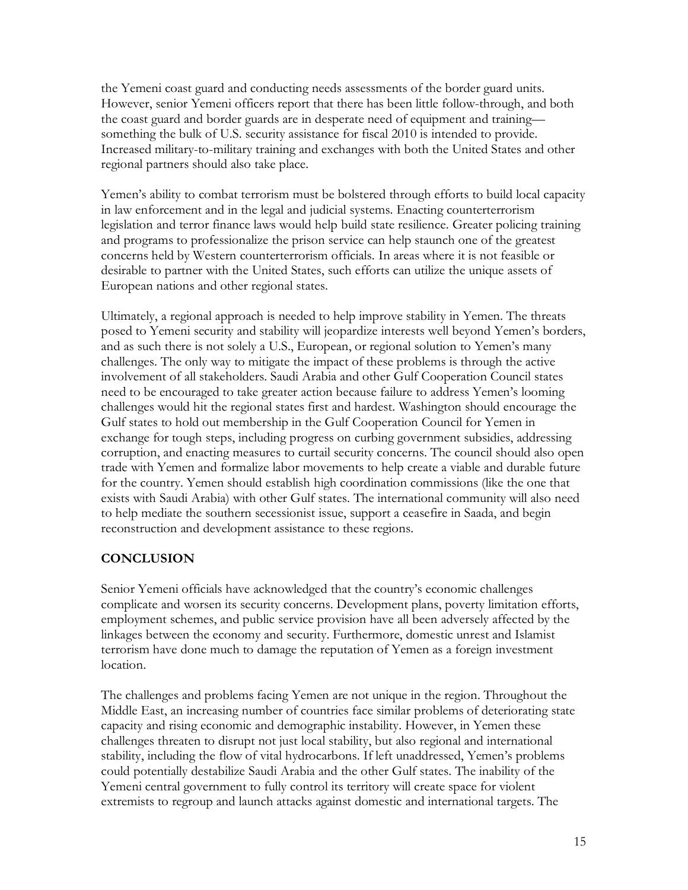the Yemeni coast guard and conducting needs assessments of the border guard units. However, senior Yemeni officers report that there has been little follow-through, and both the coast guard and border guards are in desperate need of equipment and training—something the bulk of U.S. security assistance for fiscal 2010 is intended to provide. Increased military-to-military training and exchanges with both the United States and other regional partners should also take place.

Yemen's ability to combat terrorism must be bolstered through efforts to build local capacity in law enforcement and in the legal and judicial systems. Enacting counterterrorism legislation and terror finance laws would help build state resilience. Greater policing training and programs to professionalize the prison service can help staunch one of the greatest concerns held by Western counterterrorism officials. In areas where it is not feasible or desirable to partner with the United States, such efforts can utilize the unique assets of European nations and other regional states.

Ultimately, a regional approach is needed to help improve stability in Yemen. The threats posed to Yemeni security and stability will jeopardize interests well beyond Yemen's borders, and as such there is not solely a U.S., European, or regional solution to Yemen's many challenges. The only way to mitigate the impact of these problems is through the active involvement of all stakeholders. Saudi Arabia and other Gulf Cooperation Council states need to be encouraged to take greater action because failure to address Yemen's looming challenges would hit the regional states first and hardest. Washington should encourage the Gulf states to hold out membership in the Gulf Cooperation Council for Yemen in exchange for tough steps, including progress on curbing government subsidies, addressing corruption, and enacting measures to curtail security concerns. The council should also open trade with Yemen and formalize labor movements to help create a viable and durable future for the country. Yemen should establish high coordination commissions (like the one that exists with Saudi Arabia) with other Gulf states. The international community will also need to help mediate the southern secessionist issue, support a ceasefire in Saada, and begin reconstruction and development assistance to these regions.

## CONCLUSION

Senior Yemeni officials have acknowledged that the country's economic challenges complicate and worsen its security concerns. Development plans, poverty limitation efforts, employment schemes, and public service provision have all been adversely affected by the linkages between the economy and security. Furthermore, domestic unrest and Islamist terrorism have done much to damage the reputation of Yemen as a foreign investment location.

The challenges and problems facing Yemen are not unique in the region. Throughout the Middle East, an increasing number of countries face similar problems of deteriorating state capacity and rising economic and demographic instability. However, in Yemen these challenges threaten to disrupt not just local stability, but also regional and international stability, including the flow of vital hydrocarbons. If left unaddressed, Yemen's problems could potentially destabilize Saudi Arabia and the other Gulf states. The inability of the Yemeni central government to fully control its territory will create space for violent extremists to regroup and launch attacks against domestic and international targets. The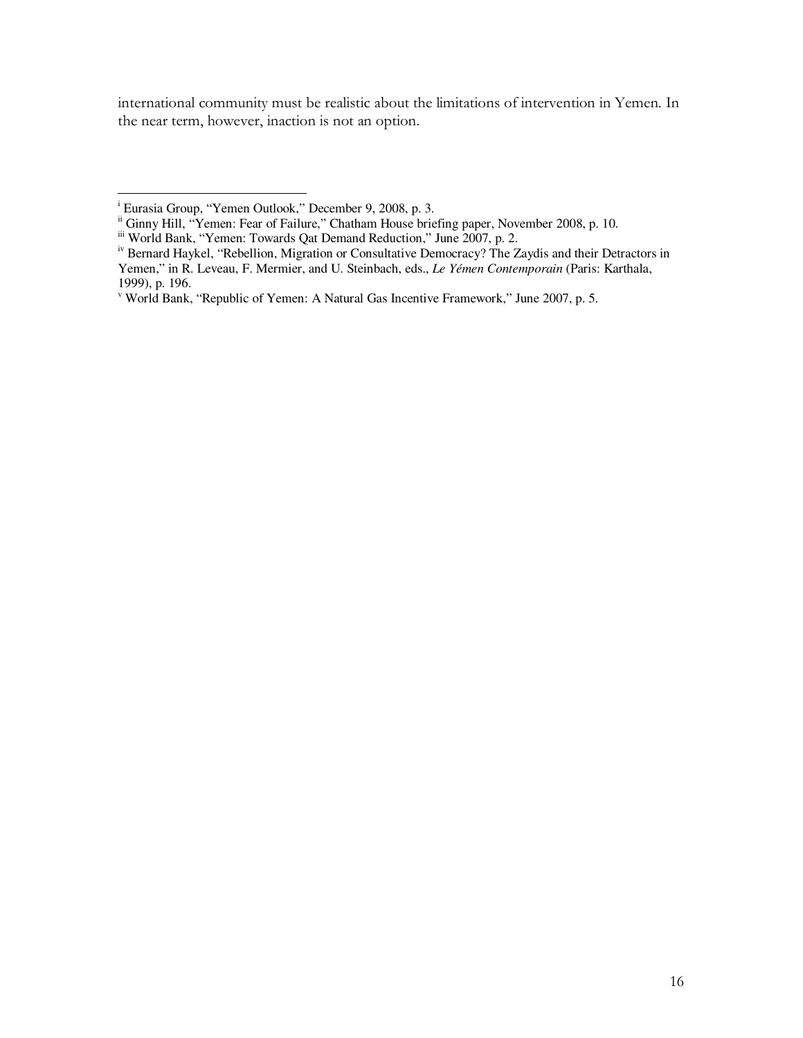international community must be realistic about the limitations of intervention in Yemen. In the near term, however, inaction is not an option.

---

[i] Eurasia Group, "Yemen Outlook," December 9, 2008, p. 3.

[ii] Ginny Hill, "Yemen: Fear of Failure," Chatham House briefing paper, November 2008, p. 10.

[iii] World Bank, "Yemen: Towards Qat Demand Reduction," June 2007, p. 2.

[iv] Bernard Haykel, "Rebellion, Migration or Consultative Democracy? The Zaydis and their Detractors in Yemen," in R. Leveau, F. Mermier, and U. Steinbach, eds., *Le Yémen Contemporain* (Paris: Karthala, 1999), p. 196.

[v] World Bank, "Republic of Yemen: A Natural Gas Incentive Framework," June 2007, p. 5.